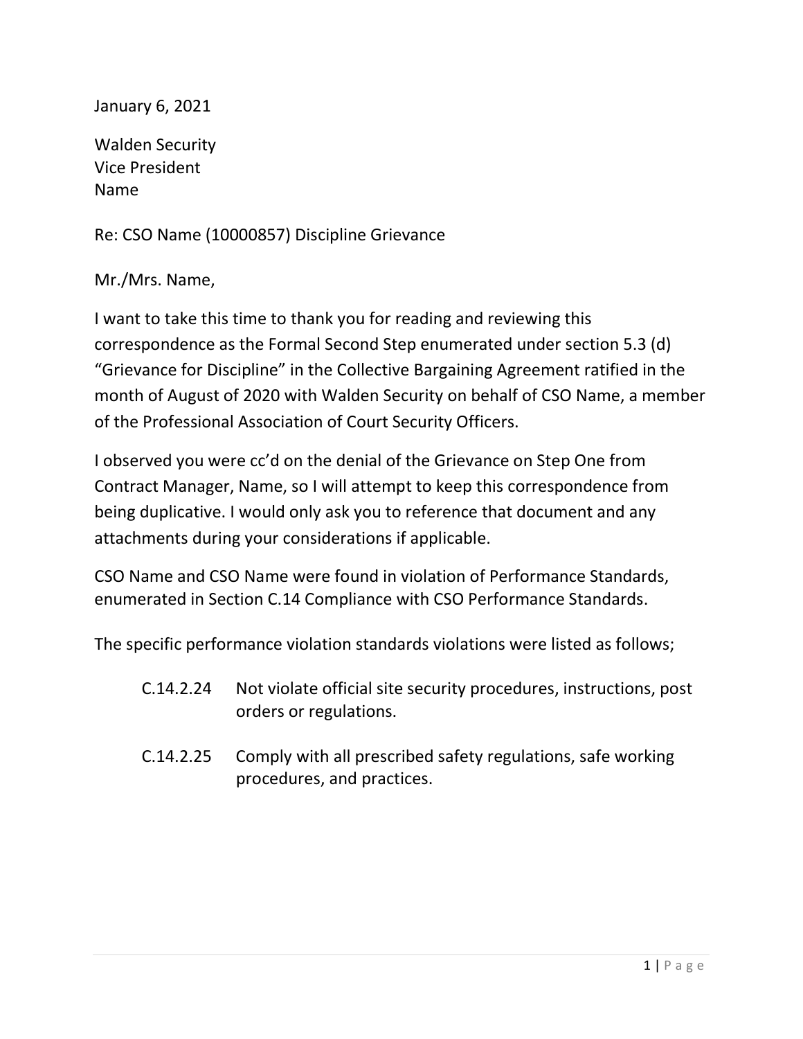January 6, 2021

Walden Security
Vice President
Name

Re: CSO Name (10000857) Discipline Grievance

Mr./Mrs. Name,

I want to take this time to thank you for reading and reviewing this correspondence as the Formal Second Step enumerated under section 5.3 (d) "Grievance for Discipline" in the Collective Bargaining Agreement ratified in the month of August of 2020 with Walden Security on behalf of CSO Name, a member of the Professional Association of Court Security Officers.

I observed you were cc'd on the denial of the Grievance on Step One from Contract Manager, Name, so I will attempt to keep this correspondence from being duplicative. I would only ask you to reference that document and any attachments during your considerations if applicable.

CSO Name and CSO Name were found in violation of Performance Standards, enumerated in Section C.14 Compliance with CSO Performance Standards.

The specific performance violation standards violations were listed as follows;

- C.14.2.24 Not violate official site security procedures, instructions, post orders or regulations.
- C.14.2.25 Comply with all prescribed safety regulations, safe working procedures, and practices.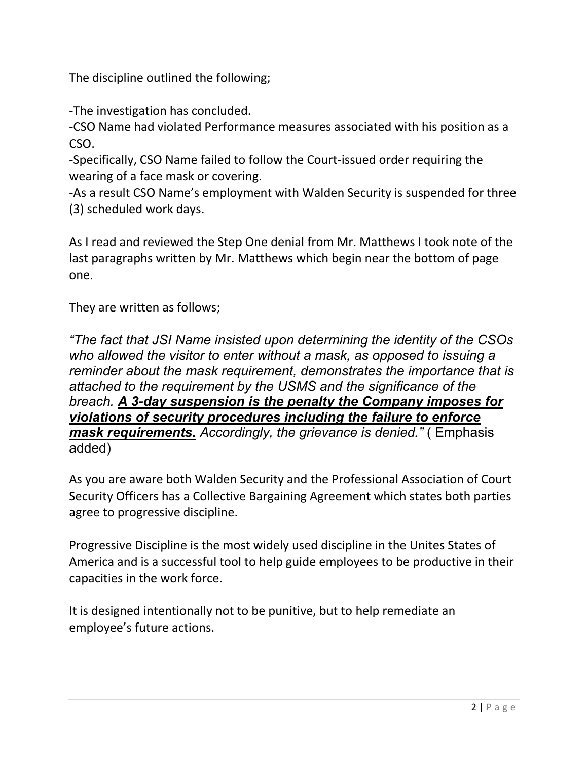The discipline outlined the following;

-The investigation has concluded.
-CSO Name had violated Performance measures associated with his position as a CSO.
-Specifically, CSO Name failed to follow the Court-issued order requiring the wearing of a face mask or covering.
-As a result CSO Name's employment with Walden Security is suspended for three (3) scheduled work days.

As I read and reviewed the Step One denial from Mr. Matthews I took note of the last paragraphs written by Mr. Matthews which begin near the bottom of page one.

They are written as follows;

*"The fact that JSI Name insisted upon determining the identity of the CSOs who allowed the visitor to enter without a mask, as opposed to issuing a reminder about the mask requirement, demonstrates the importance that is attached to the requirement by the USMS and the significance of the breach.* ***<u>A 3-day suspension is the penalty the Company imposes for violations of security procedures including the failure to enforce mask requirements.</u>*** *Accordingly, the grievance is denied."* ( Emphasis added)

As you are aware both Walden Security and the Professional Association of Court Security Officers has a Collective Bargaining Agreement which states both parties agree to progressive discipline.

Progressive Discipline is the most widely used discipline in the Unites States of America and is a successful tool to help guide employees to be productive in their capacities in the work force.

It is designed intentionally not to be punitive, but to help remediate an employee's future actions.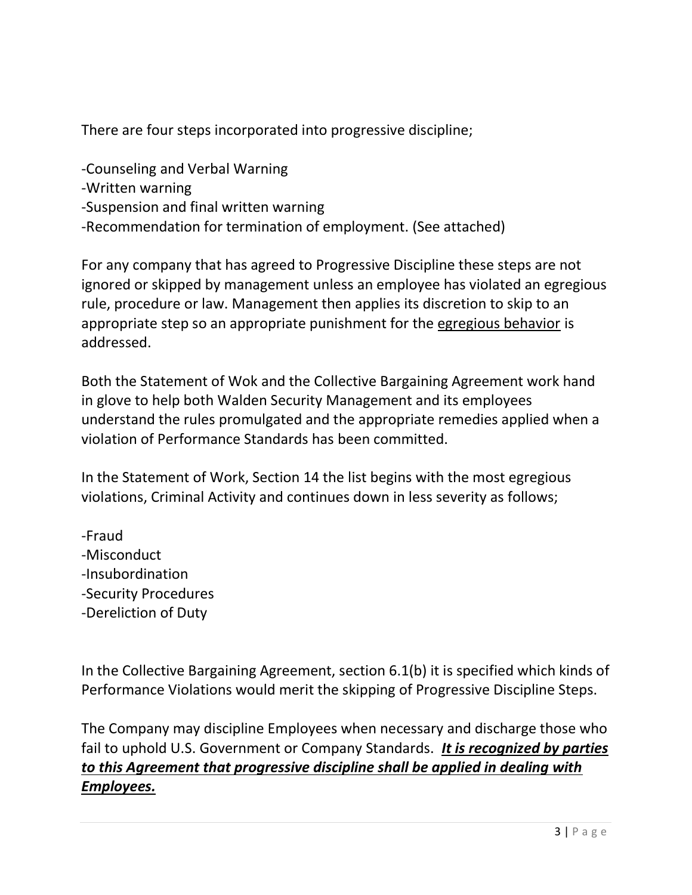There are four steps incorporated into progressive discipline;

-Counseling and Verbal Warning
-Written warning
-Suspension and final written warning
-Recommendation for termination of employment. (See attached)

For any company that has agreed to Progressive Discipline these steps are not ignored or skipped by management unless an employee has violated an egregious rule, procedure or law. Management then applies its discretion to skip to an appropriate step so an appropriate punishment for the <u>egregious behavior</u> is addressed.

Both the Statement of Wok and the Collective Bargaining Agreement work hand in glove to help both Walden Security Management and its employees understand the rules promulgated and the appropriate remedies applied when a violation of Performance Standards has been committed.

In the Statement of Work, Section 14 the list begins with the most egregious violations, Criminal Activity and continues down in less severity as follows;

-Fraud
-Misconduct
-Insubordination
-Security Procedures
-Dereliction of Duty

In the Collective Bargaining Agreement, section 6.1(b) it is specified which kinds of Performance Violations would merit the skipping of Progressive Discipline Steps.

The Company may discipline Employees when necessary and discharge those who fail to uphold U.S. Government or Company Standards. ***<u>It is recognized by parties to this Agreement that progressive discipline shall be applied in dealing with Employees.</u>***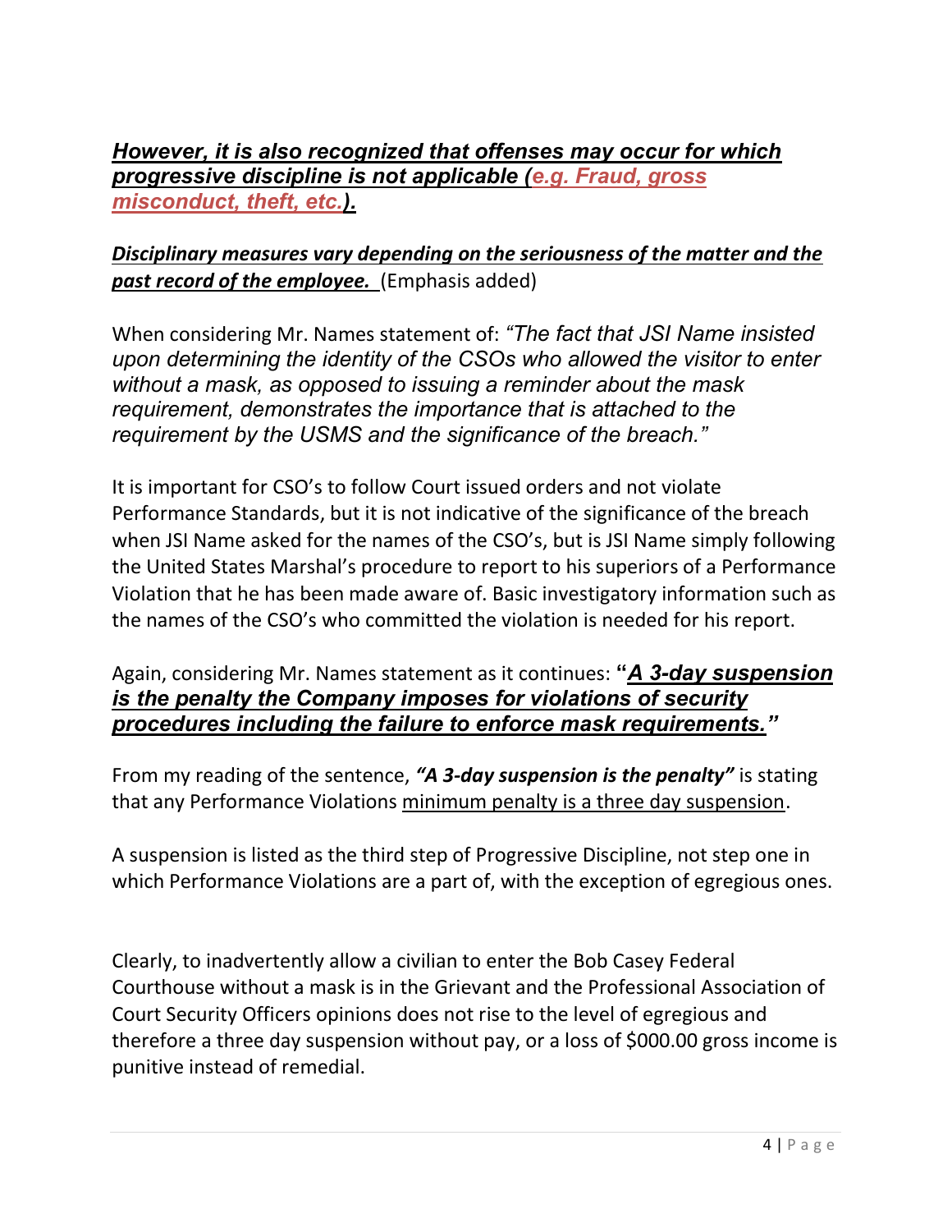***<u>However, it is also recognized that offenses may occur for which progressive discipline is not applicable (e.g. Fraud, gross misconduct, theft, etc.).</u>***

***<u>Disciplinary measures vary depending on the seriousness of the matter and the past record of the employee.</u>*** (Emphasis added)

When considering Mr. Names statement of: *"The fact that JSI Name insisted upon determining the identity of the CSOs who allowed the visitor to enter without a mask, as opposed to issuing a reminder about the mask requirement, demonstrates the importance that is attached to the requirement by the USMS and the significance of the breach."*

It is important for CSO's to follow Court issued orders and not violate Performance Standards, but it is not indicative of the significance of the breach when JSI Name asked for the names of the CSO's, but is JSI Name simply following the United States Marshal's procedure to report to his superiors of a Performance Violation that he has been made aware of. Basic investigatory information such as the names of the CSO's who committed the violation is needed for his report.

Again, considering Mr. Names statement as it continues: **"*<u>A 3-day suspension is the penalty the Company imposes for violations of security procedures including the failure to enforce mask requirements.</u>*"**

From my reading of the sentence, ***"A 3-day suspension is the penalty"*** is stating that any Performance Violations <u>minimum penalty is a three day suspension</u>.

A suspension is listed as the third step of Progressive Discipline, not step one in which Performance Violations are a part of, with the exception of egregious ones.

Clearly, to inadvertently allow a civilian to enter the Bob Casey Federal Courthouse without a mask is in the Grievant and the Professional Association of Court Security Officers opinions does not rise to the level of egregious and therefore a three day suspension without pay, or a loss of $000.00 gross income is punitive instead of remedial.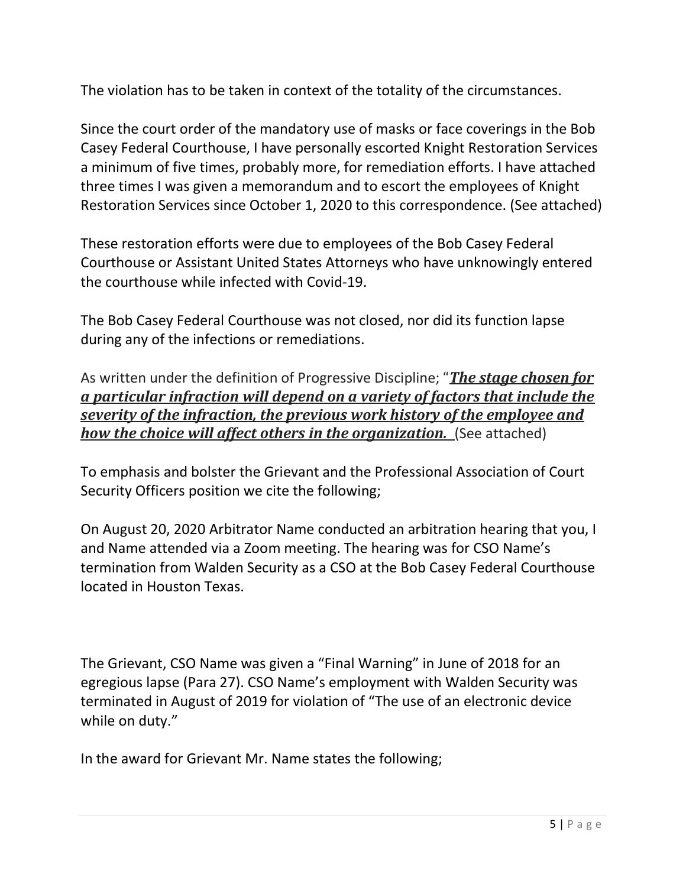The violation has to be taken in context of the totality of the circumstances.

Since the court order of the mandatory use of masks or face coverings in the Bob Casey Federal Courthouse, I have personally escorted Knight Restoration Services a minimum of five times, probably more, for remediation efforts. I have attached three times I was given a memorandum and to escort the employees of Knight Restoration Services since October 1, 2020 to this correspondence. (See attached)

These restoration efforts were due to employees of the Bob Casey Federal Courthouse or Assistant United States Attorneys who have unknowingly entered the courthouse while infected with Covid-19.

The Bob Casey Federal Courthouse was not closed, nor did its function lapse during any of the infections or remediations.

As written under the definition of Progressive Discipline; "***<u>The stage chosen for a particular infraction will depend on a variety of factors that include the severity of the infraction, the previous work history of the employee and how the choice will affect others in the organization.</u>*** (See attached)

To emphasis and bolster the Grievant and the Professional Association of Court Security Officers position we cite the following;

On August 20, 2020 Arbitrator Name conducted an arbitration hearing that you, I and Name attended via a Zoom meeting. The hearing was for CSO Name's termination from Walden Security as a CSO at the Bob Casey Federal Courthouse located in Houston Texas.

The Grievant, CSO Name was given a "Final Warning" in June of 2018 for an egregious lapse (Para 27). CSO Name's employment with Walden Security was terminated in August of 2019 for violation of "The use of an electronic device while on duty."

In the award for Grievant Mr. Name states the following;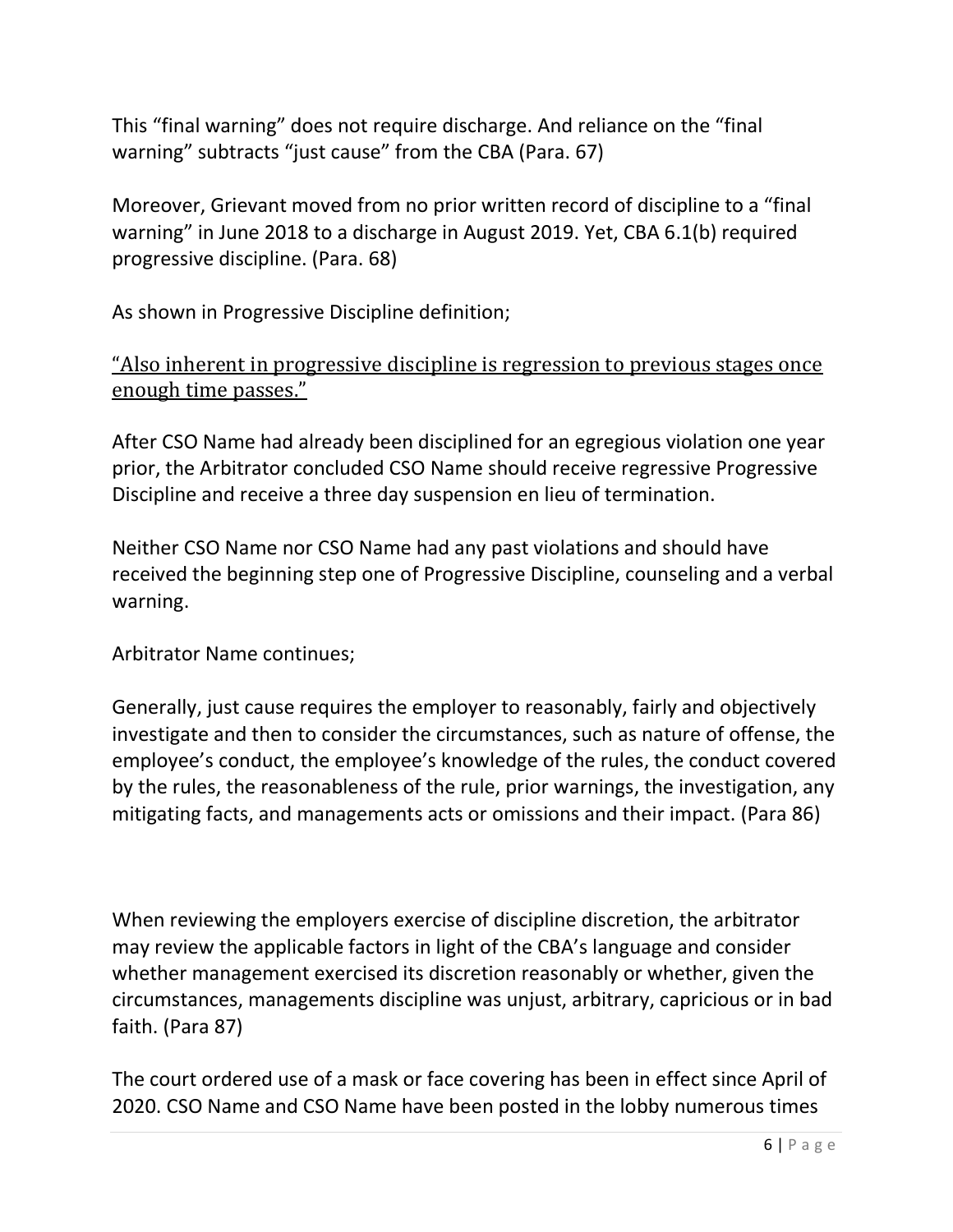This “final warning” does not require discharge. And reliance on the “final warning” subtracts “just cause” from the CBA (Para. 67)

Moreover, Grievant moved from no prior written record of discipline to a “final warning” in June 2018 to a discharge in August 2019. Yet, CBA 6.1(b) required progressive discipline. (Para. 68)

As shown in Progressive Discipline definition;

<u>“Also inherent in progressive discipline is regression to previous stages once enough time passes.”</u>

After CSO Name had already been disciplined for an egregious violation one year prior, the Arbitrator concluded CSO Name should receive regressive Progressive Discipline and receive a three day suspension en lieu of termination.

Neither CSO Name nor CSO Name had any past violations and should have received the beginning step one of Progressive Discipline, counseling and a verbal warning.

Arbitrator Name continues;

Generally, just cause requires the employer to reasonably, fairly and objectively investigate and then to consider the circumstances, such as nature of offense, the employee’s conduct, the employee’s knowledge of the rules, the conduct covered by the rules, the reasonableness of the rule, prior warnings, the investigation, any mitigating facts, and managements acts or omissions and their impact. (Para 86)

When reviewing the employers exercise of discipline discretion, the arbitrator may review the applicable factors in light of the CBA’s language and consider whether management exercised its discretion reasonably or whether, given the circumstances, managements discipline was unjust, arbitrary, capricious or in bad faith. (Para 87)

The court ordered use of a mask or face covering has been in effect since April of 2020. CSO Name and CSO Name have been posted in the lobby numerous times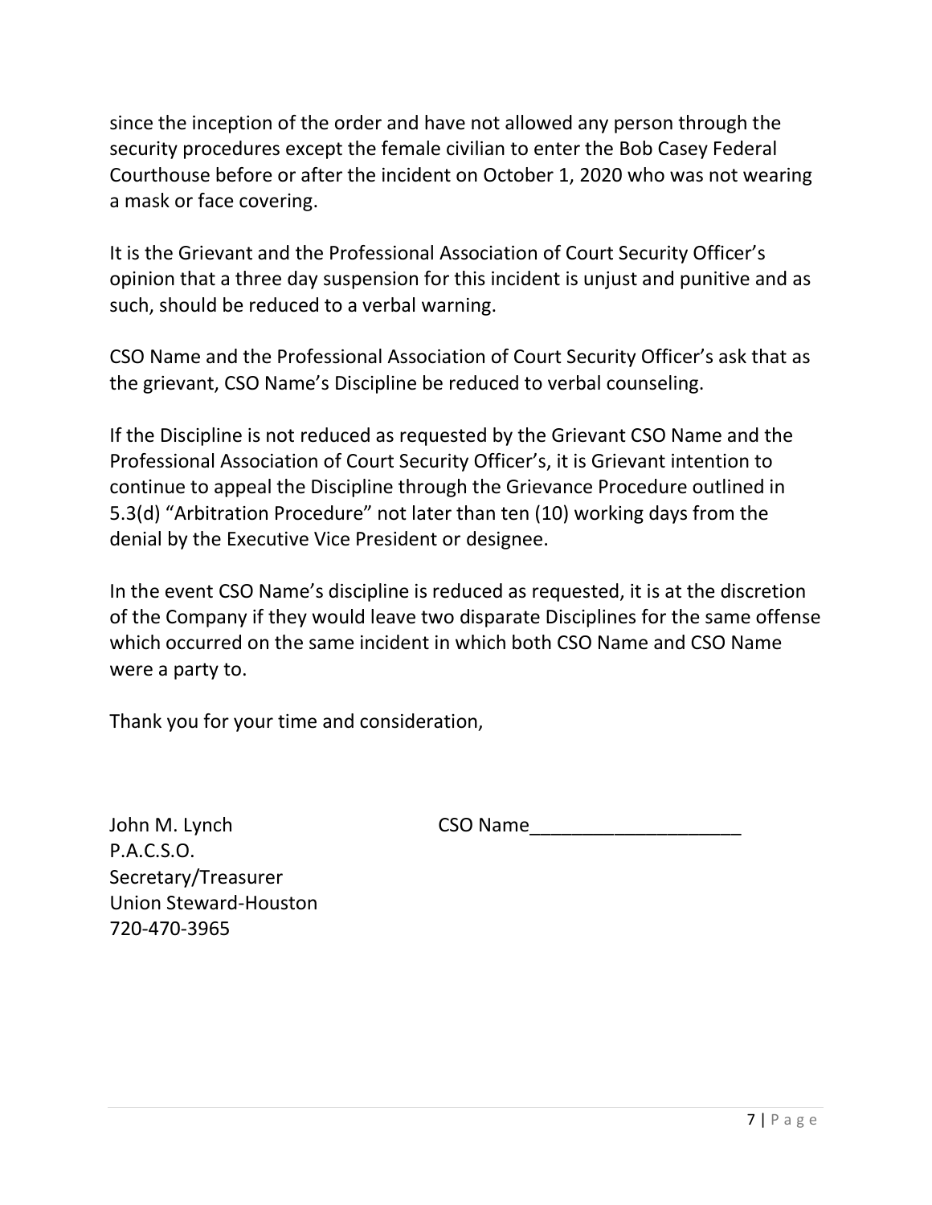since the inception of the order and have not allowed any person through the security procedures except the female civilian to enter the Bob Casey Federal Courthouse before or after the incident on October 1, 2020 who was not wearing a mask or face covering.

It is the Grievant and the Professional Association of Court Security Officer's opinion that a three day suspension for this incident is unjust and punitive and as such, should be reduced to a verbal warning.

CSO Name and the Professional Association of Court Security Officer's ask that as the grievant, CSO Name's Discipline be reduced to verbal counseling.

If the Discipline is not reduced as requested by the Grievant CSO Name and the Professional Association of Court Security Officer's, it is Grievant intention to continue to appeal the Discipline through the Grievance Procedure outlined in 5.3(d) "Arbitration Procedure" not later than ten (10) working days from the denial by the Executive Vice President or designee.

In the event CSO Name's discipline is reduced as requested, it is at the discretion of the Company if they would leave two disparate Disciplines for the same offense which occurred on the same incident in which both CSO Name and CSO Name were a party to.

Thank you for your time and consideration,

John M. Lynch
P.A.C.S.O.
Secretary/Treasurer
Union Steward-Houston
720-470-3965

CSO Name____________________